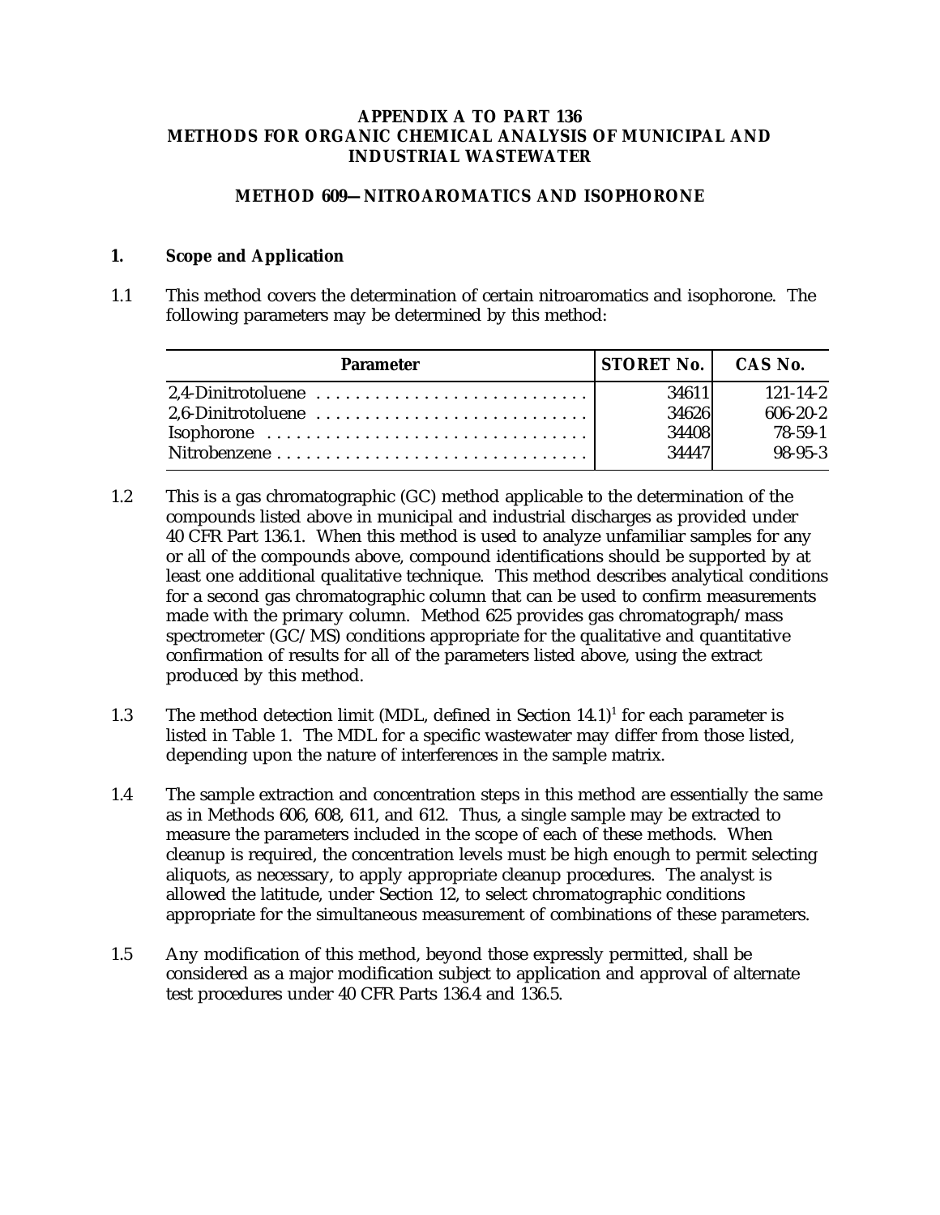**APPENDIX A TO PART 136**
**METHODS FOR ORGANIC CHEMICAL ANALYSIS OF MUNICIPAL AND INDUSTRIAL WASTEWATER**

# METHOD 609—NITROAROMATICS AND ISOPHORONE

## 1. Scope and Application

1.1 This method covers the determination of certain nitroaromatics and isophorone. The following parameters may be determined by this method:

| Parameter | STORET No. | CAS No. |
|---|---|---|
| 2,4-Dinitrotoluene | 34611 | 121-14-2 |
| 2,6-Dinitrotoluene | 34626 | 606-20-2 |
| Isophorone | 34408 | 78-59-1 |
| Nitrobenzene | 34447 | 98-95-3 |

1.2 This is a gas chromatographic (GC) method applicable to the determination of the compounds listed above in municipal and industrial discharges as provided under 40 CFR Part 136.1. When this method is used to analyze unfamiliar samples for any or all of the compounds above, compound identifications should be supported by at least one additional qualitative technique. This method describes analytical conditions for a second gas chromatographic column that can be used to confirm measurements made with the primary column. Method 625 provides gas chromatograph/mass spectrometer (GC/MS) conditions appropriate for the qualitative and quantitative confirmation of results for all of the parameters listed above, using the extract produced by this method.

1.3 The method detection limit (MDL, defined in Section 14.1)[1] for each parameter is listed in Table 1. The MDL for a specific wastewater may differ from those listed, depending upon the nature of interferences in the sample matrix.

1.4 The sample extraction and concentration steps in this method are essentially the same as in Methods 606, 608, 611, and 612. Thus, a single sample may be extracted to measure the parameters included in the scope of each of these methods. When cleanup is required, the concentration levels must be high enough to permit selecting aliquots, as necessary, to apply appropriate cleanup procedures. The analyst is allowed the latitude, under Section 12, to select chromatographic conditions appropriate for the simultaneous measurement of combinations of these parameters.

1.5 Any modification of this method, beyond those expressly permitted, shall be considered as a major modification subject to application and approval of alternate test procedures under 40 CFR Parts 136.4 and 136.5.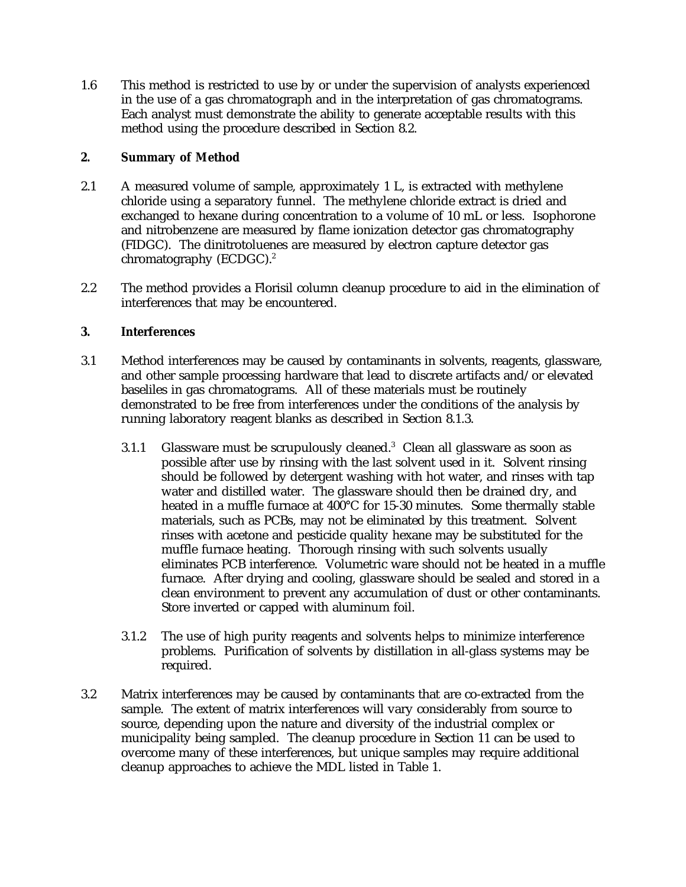1.6 This method is restricted to use by or under the supervision of analysts experienced in the use of a gas chromatograph and in the interpretation of gas chromatograms. Each analyst must demonstrate the ability to generate acceptable results with this method using the procedure described in Section 8.2.

## 2. Summary of Method

2.1 A measured volume of sample, approximately 1 L, is extracted with methylene chloride using a separatory funnel. The methylene chloride extract is dried and exchanged to hexane during concentration to a volume of 10 mL or less. Isophorone and nitrobenzene are measured by flame ionization detector gas chromatography (FIDGC). The dinitrotoluenes are measured by electron capture detector gas chromatography (ECDGC).[2]

2.2 The method provides a Florisil column cleanup procedure to aid in the elimination of interferences that may be encountered.

## 3. Interferences

3.1 Method interferences may be caused by contaminants in solvents, reagents, glassware, and other sample processing hardware that lead to discrete artifacts and/or elevated baseliles in gas chromatograms. All of these materials must be routinely demonstrated to be free from interferences under the conditions of the analysis by running laboratory reagent blanks as described in Section 8.1.3.

3.1.1 Glassware must be scrupulously cleaned.[3] Clean all glassware as soon as possible after use by rinsing with the last solvent used in it. Solvent rinsing should be followed by detergent washing with hot water, and rinses with tap water and distilled water. The glassware should then be drained dry, and heated in a muffle furnace at 400°C for 15-30 minutes. Some thermally stable materials, such as PCBs, may not be eliminated by this treatment. Solvent rinses with acetone and pesticide quality hexane may be substituted for the muffle furnace heating. Thorough rinsing with such solvents usually eliminates PCB interference. Volumetric ware should not be heated in a muffle furnace. After drying and cooling, glassware should be sealed and stored in a clean environment to prevent any accumulation of dust or other contaminants. Store inverted or capped with aluminum foil.

3.1.2 The use of high purity reagents and solvents helps to minimize interference problems. Purification of solvents by distillation in all-glass systems may be required.

3.2 Matrix interferences may be caused by contaminants that are co-extracted from the sample. The extent of matrix interferences will vary considerably from source to source, depending upon the nature and diversity of the industrial complex or municipality being sampled. The cleanup procedure in Section 11 can be used to overcome many of these interferences, but unique samples may require additional cleanup approaches to achieve the MDL listed in Table 1.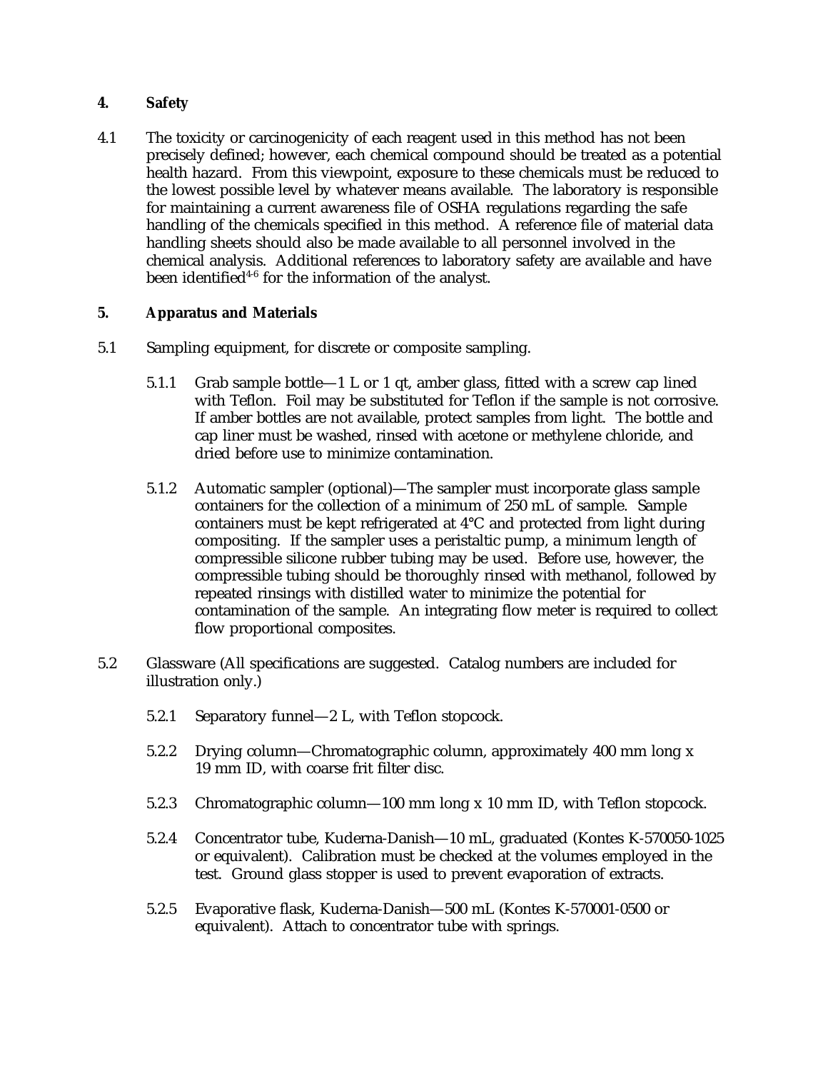## 4. Safety

4.1 The toxicity or carcinogenicity of each reagent used in this method has not been precisely defined; however, each chemical compound should be treated as a potential health hazard. From this viewpoint, exposure to these chemicals must be reduced to the lowest possible level by whatever means available. The laboratory is responsible for maintaining a current awareness file of OSHA regulations regarding the safe handling of the chemicals specified in this method. A reference file of material data handling sheets should also be made available to all personnel involved in the chemical analysis. Additional references to laboratory safety are available and have been identified[4-6] for the information of the analyst.

## 5. Apparatus and Materials

5.1 Sampling equipment, for discrete or composite sampling.

5.1.1 Grab sample bottle—1 L or 1 qt, amber glass, fitted with a screw cap lined with Teflon. Foil may be substituted for Teflon if the sample is not corrosive. If amber bottles are not available, protect samples from light. The bottle and cap liner must be washed, rinsed with acetone or methylene chloride, and dried before use to minimize contamination.

5.1.2 Automatic sampler (optional)—The sampler must incorporate glass sample containers for the collection of a minimum of 250 mL of sample. Sample containers must be kept refrigerated at 4°C and protected from light during compositing. If the sampler uses a peristaltic pump, a minimum length of compressible silicone rubber tubing may be used. Before use, however, the compressible tubing should be thoroughly rinsed with methanol, followed by repeated rinsings with distilled water to minimize the potential for contamination of the sample. An integrating flow meter is required to collect flow proportional composites.

5.2 Glassware (All specifications are suggested. Catalog numbers are included for illustration only.)

5.2.1 Separatory funnel—2 L, with Teflon stopcock.

5.2.2 Drying column—Chromatographic column, approximately 400 mm long x 19 mm ID, with coarse frit filter disc.

5.2.3 Chromatographic column—100 mm long x 10 mm ID, with Teflon stopcock.

5.2.4 Concentrator tube, Kuderna-Danish—10 mL, graduated (Kontes K-570050-1025 or equivalent). Calibration must be checked at the volumes employed in the test. Ground glass stopper is used to prevent evaporation of extracts.

5.2.5 Evaporative flask, Kuderna-Danish—500 mL (Kontes K-570001-0500 or equivalent). Attach to concentrator tube with springs.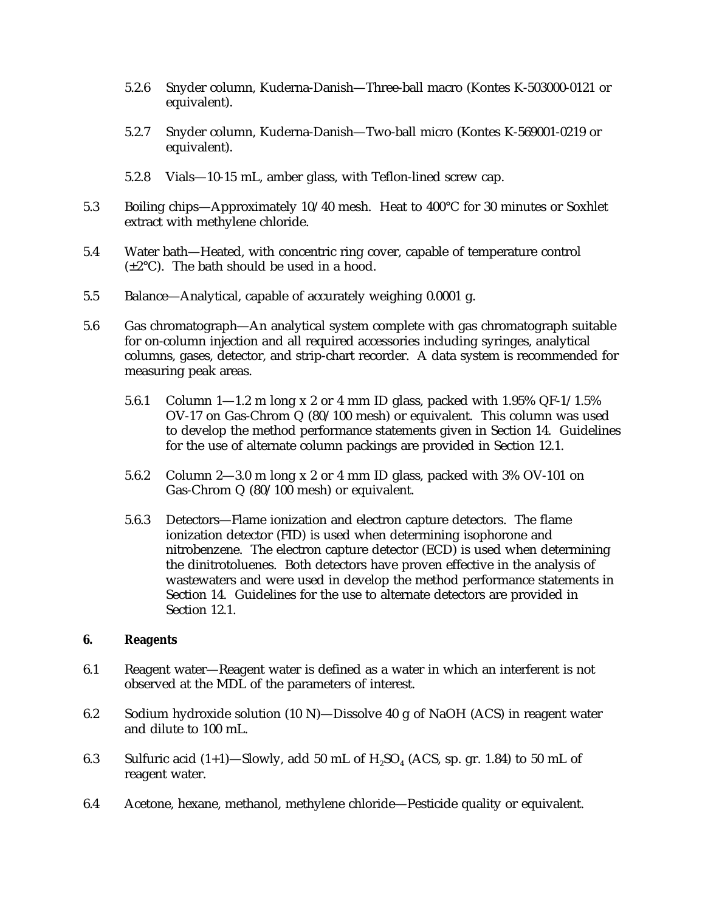5.2.6 Snyder column, Kuderna-Danish—Three-ball macro (Kontes K-503000-0121 or equivalent).

5.2.7 Snyder column, Kuderna-Danish—Two-ball micro (Kontes K-569001-0219 or equivalent).

5.2.8 Vials—10-15 mL, amber glass, with Teflon-lined screw cap.

5.3 Boiling chips—Approximately 10/40 mesh. Heat to 400°C for 30 minutes or Soxhlet extract with methylene chloride.

5.4 Water bath—Heated, with concentric ring cover, capable of temperature control (±2°C). The bath should be used in a hood.

5.5 Balance—Analytical, capable of accurately weighing 0.0001 g.

5.6 Gas chromatograph—An analytical system complete with gas chromatograph suitable for on-column injection and all required accessories including syringes, analytical columns, gases, detector, and strip-chart recorder. A data system is recommended for measuring peak areas.

5.6.1 Column 1—1.2 m long x 2 or 4 mm ID glass, packed with 1.95% QF-1/1.5% OV-17 on Gas-Chrom Q (80/100 mesh) or equivalent. This column was used to develop the method performance statements given in Section 14. Guidelines for the use of alternate column packings are provided in Section 12.1.

5.6.2 Column 2—3.0 m long x 2 or 4 mm ID glass, packed with 3% OV-101 on Gas-Chrom Q (80/100 mesh) or equivalent.

5.6.3 Detectors—Flame ionization and electron capture detectors. The flame ionization detector (FID) is used when determining isophorone and nitrobenzene. The electron capture detector (ECD) is used when determining the dinitrotoluenes. Both detectors have proven effective in the analysis of wastewaters and were used in develop the method performance statements in Section 14. Guidelines for the use to alternate detectors are provided in Section 12.1.

## 6. Reagents

6.1 Reagent water—Reagent water is defined as a water in which an interferent is not observed at the MDL of the parameters of interest.

6.2 Sodium hydroxide solution (10 N)—Dissolve 40 g of NaOH (ACS) in reagent water and dilute to 100 mL.

6.3 Sulfuric acid (1+1)—Slowly, add 50 mL of $H_2SO_4$ (ACS, sp. gr. 1.84) to 50 mL of reagent water.

6.4 Acetone, hexane, methanol, methylene chloride—Pesticide quality or equivalent.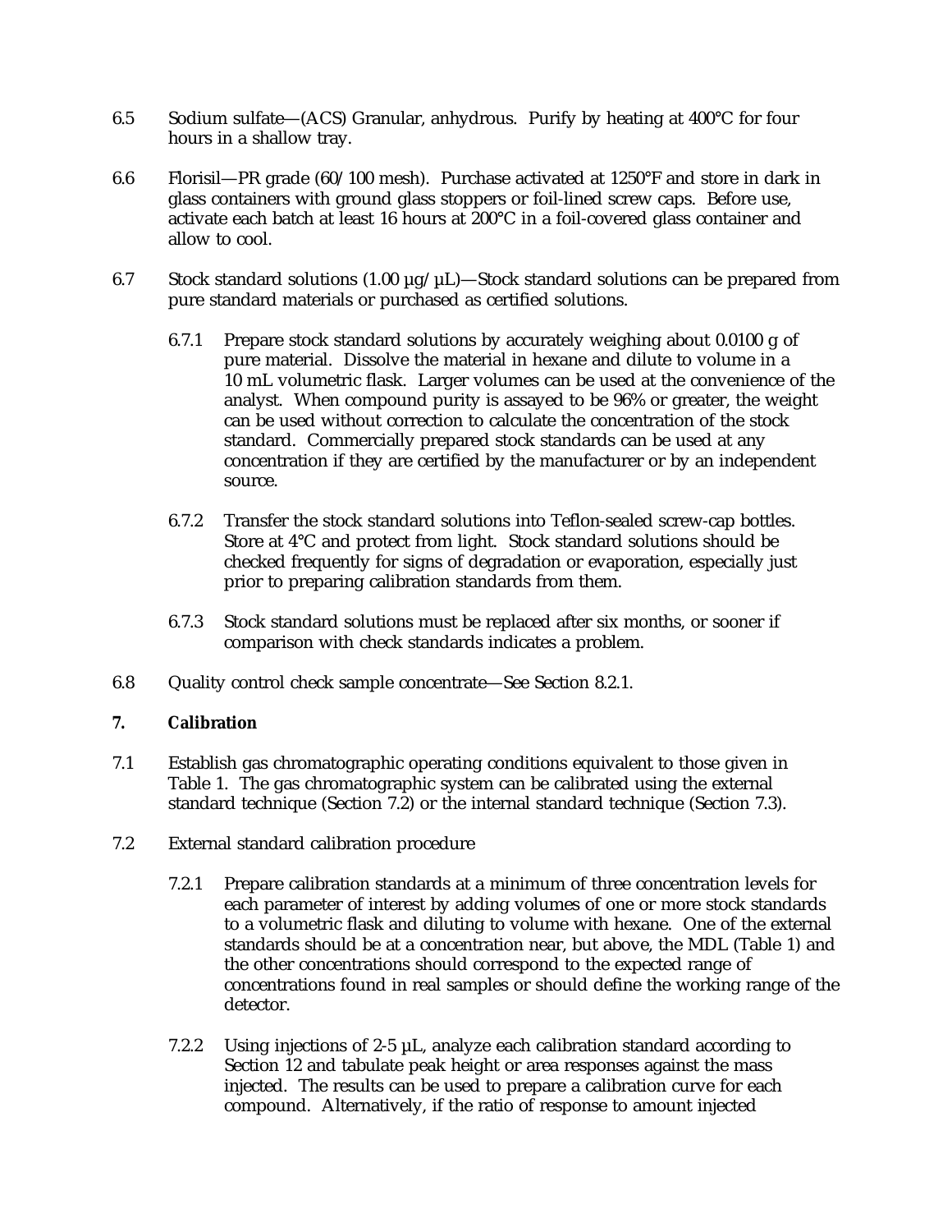6.5 Sodium sulfate—(ACS) Granular, anhydrous. Purify by heating at 400°C for four hours in a shallow tray.

6.6 Florisil—PR grade (60/100 mesh). Purchase activated at 1250°F and store in dark in glass containers with ground glass stoppers or foil-lined screw caps. Before use, activate each batch at least 16 hours at 200°C in a foil-covered glass container and allow to cool.

6.7 Stock standard solutions (1.00 µg/µL)—Stock standard solutions can be prepared from pure standard materials or purchased as certified solutions.

6.7.1 Prepare stock standard solutions by accurately weighing about 0.0100 g of pure material. Dissolve the material in hexane and dilute to volume in a 10 mL volumetric flask. Larger volumes can be used at the convenience of the analyst. When compound purity is assayed to be 96% or greater, the weight can be used without correction to calculate the concentration of the stock standard. Commercially prepared stock standards can be used at any concentration if they are certified by the manufacturer or by an independent source.

6.7.2 Transfer the stock standard solutions into Teflon-sealed screw-cap bottles. Store at 4°C and protect from light. Stock standard solutions should be checked frequently for signs of degradation or evaporation, especially just prior to preparing calibration standards from them.

6.7.3 Stock standard solutions must be replaced after six months, or sooner if comparison with check standards indicates a problem.

6.8 Quality control check sample concentrate—See Section 8.2.1.

## 7. Calibration

7.1 Establish gas chromatographic operating conditions equivalent to those given in Table 1. The gas chromatographic system can be calibrated using the external standard technique (Section 7.2) or the internal standard technique (Section 7.3).

7.2 External standard calibration procedure

7.2.1 Prepare calibration standards at a minimum of three concentration levels for each parameter of interest by adding volumes of one or more stock standards to a volumetric flask and diluting to volume with hexane. One of the external standards should be at a concentration near, but above, the MDL (Table 1) and the other concentrations should correspond to the expected range of concentrations found in real samples or should define the working range of the detector.

7.2.2 Using injections of 2-5 µL, analyze each calibration standard according to Section 12 and tabulate peak height or area responses against the mass injected. The results can be used to prepare a calibration curve for each compound. Alternatively, if the ratio of response to amount injected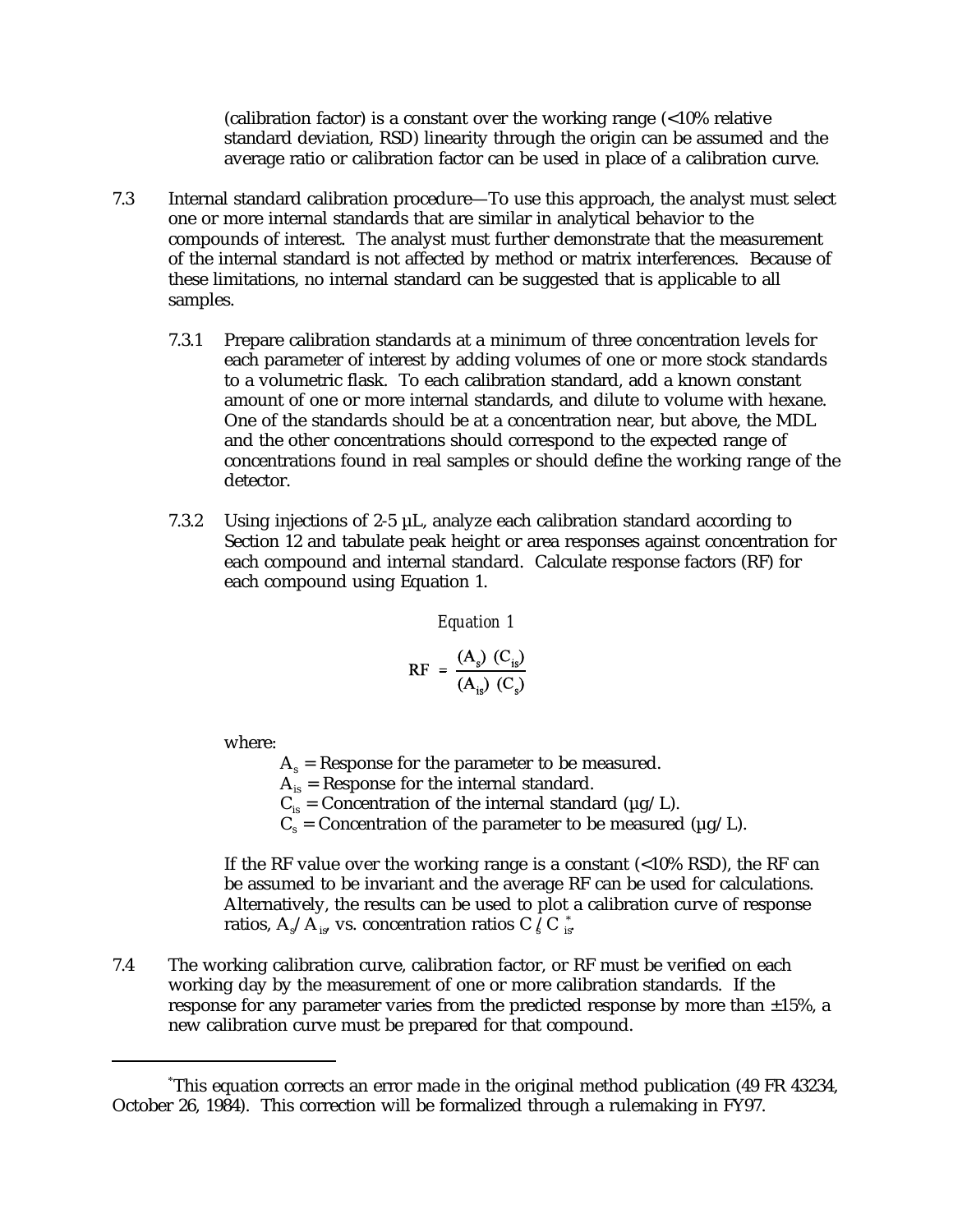(calibration factor) is a constant over the working range (<10% relative standard deviation, RSD) linearity through the origin can be assumed and the average ratio or calibration factor can be used in place of a calibration curve.

7.3 Internal standard calibration procedure—To use this approach, the analyst must select one or more internal standards that are similar in analytical behavior to the compounds of interest. The analyst must further demonstrate that the measurement of the internal standard is not affected by method or matrix interferences. Because of these limitations, no internal standard can be suggested that is applicable to all samples.

7.3.1 Prepare calibration standards at a minimum of three concentration levels for each parameter of interest by adding volumes of one or more stock standards to a volumetric flask. To each calibration standard, add a known constant amount of one or more internal standards, and dilute to volume with hexane. One of the standards should be at a concentration near, but above, the MDL and the other concentrations should correspond to the expected range of concentrations found in real samples or should define the working range of the detector.

7.3.2 Using injections of 2-5 µL, analyze each calibration standard according to Section 12 and tabulate peak height or area responses against concentration for each compound and internal standard. Calculate response factors (RF) for each compound using Equation 1.

*Equation 1*

$$RF = \frac{(A_s)\ (C_{is})}{(A_{is})\ (C_s)}$$

where:

$A_s$ = Response for the parameter to be measured.
$A_{is}$ = Response for the internal standard.
$C_{is}$ = Concentration of the internal standard (µg/L).
$C_s$ = Concentration of the parameter to be measured (µg/L).

If the RF value over the working range is a constant (<10% RSD), the RF can be assumed to be invariant and the average RF can be used for calculations. Alternatively, the results can be used to plot a calibration curve of response ratios, $A_s/A_{is}$, vs. concentration ratios $C_s/C_{is}$.*

7.4 The working calibration curve, calibration factor, or RF must be verified on each working day by the measurement of one or more calibration standards. If the response for any parameter varies from the predicted response by more than ±15%, a new calibration curve must be prepared for that compound.

---

*This equation corrects an error made in the original method publication (49 FR 43234, October 26, 1984). This correction will be formalized through a rulemaking in FY97.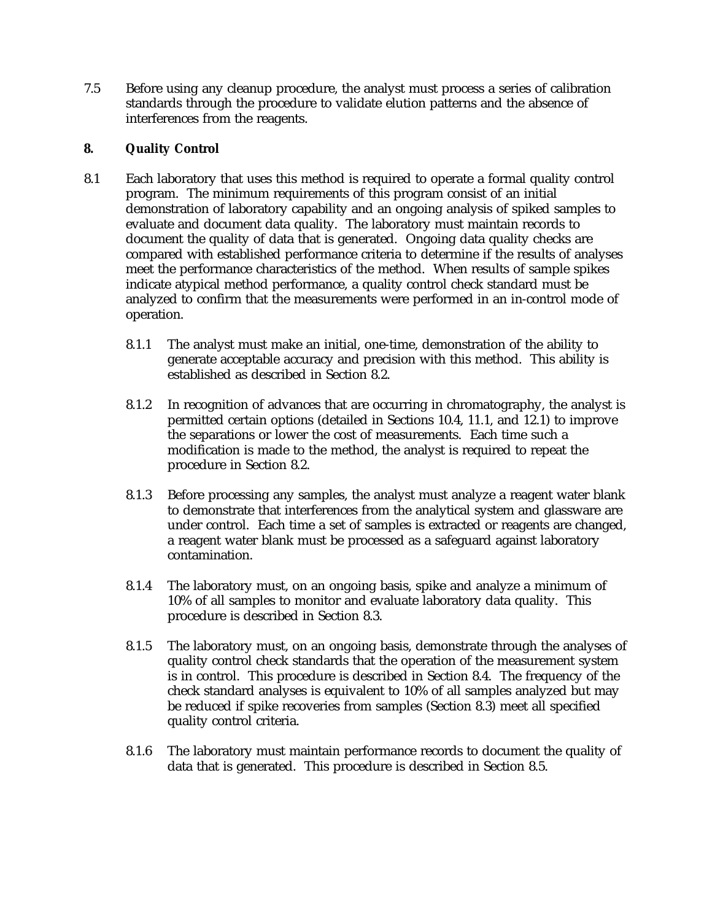7.5 Before using any cleanup procedure, the analyst must process a series of calibration standards through the procedure to validate elution patterns and the absence of interferences from the reagents.

## 8. Quality Control

8.1 Each laboratory that uses this method is required to operate a formal quality control program. The minimum requirements of this program consist of an initial demonstration of laboratory capability and an ongoing analysis of spiked samples to evaluate and document data quality. The laboratory must maintain records to document the quality of data that is generated. Ongoing data quality checks are compared with established performance criteria to determine if the results of analyses meet the performance characteristics of the method. When results of sample spikes indicate atypical method performance, a quality control check standard must be analyzed to confirm that the measurements were performed in an in-control mode of operation.

8.1.1 The analyst must make an initial, one-time, demonstration of the ability to generate acceptable accuracy and precision with this method. This ability is established as described in Section 8.2.

8.1.2 In recognition of advances that are occurring in chromatography, the analyst is permitted certain options (detailed in Sections 10.4, 11.1, and 12.1) to improve the separations or lower the cost of measurements. Each time such a modification is made to the method, the analyst is required to repeat the procedure in Section 8.2.

8.1.3 Before processing any samples, the analyst must analyze a reagent water blank to demonstrate that interferences from the analytical system and glassware are under control. Each time a set of samples is extracted or reagents are changed, a reagent water blank must be processed as a safeguard against laboratory contamination.

8.1.4 The laboratory must, on an ongoing basis, spike and analyze a minimum of 10% of all samples to monitor and evaluate laboratory data quality. This procedure is described in Section 8.3.

8.1.5 The laboratory must, on an ongoing basis, demonstrate through the analyses of quality control check standards that the operation of the measurement system is in control. This procedure is described in Section 8.4. The frequency of the check standard analyses is equivalent to 10% of all samples analyzed but may be reduced if spike recoveries from samples (Section 8.3) meet all specified quality control criteria.

8.1.6 The laboratory must maintain performance records to document the quality of data that is generated. This procedure is described in Section 8.5.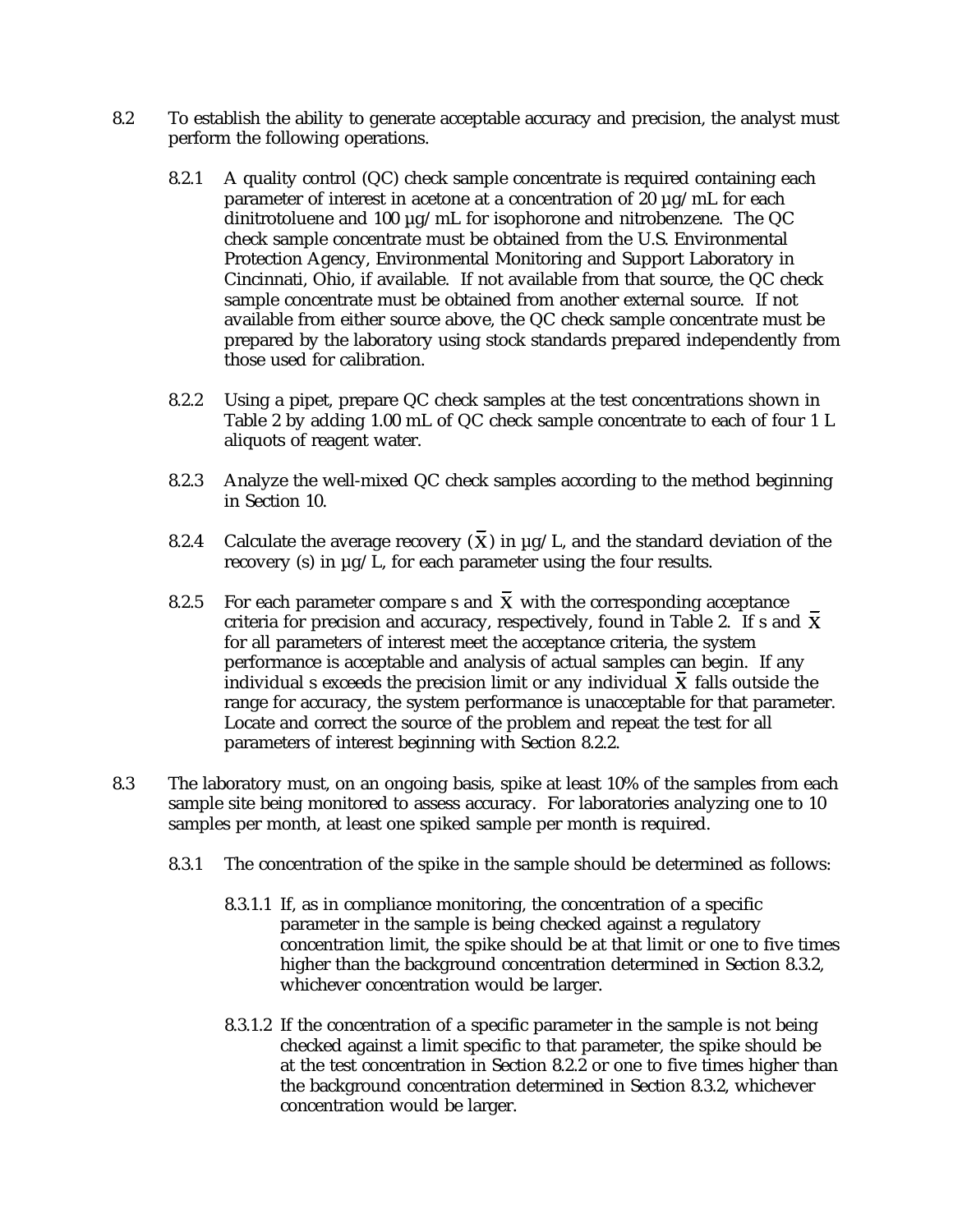8.2 To establish the ability to generate acceptable accuracy and precision, the analyst must perform the following operations.

8.2.1 A quality control (QC) check sample concentrate is required containing each parameter of interest in acetone at a concentration of 20 µg/mL for each dinitrotoluene and 100 µg/mL for isophorone and nitrobenzene. The QC check sample concentrate must be obtained from the U.S. Environmental Protection Agency, Environmental Monitoring and Support Laboratory in Cincinnati, Ohio, if available. If not available from that source, the QC check sample concentrate must be obtained from another external source. If not available from either source above, the QC check sample concentrate must be prepared by the laboratory using stock standards prepared independently from those used for calibration.

8.2.2 Using a pipet, prepare QC check samples at the test concentrations shown in Table 2 by adding 1.00 mL of QC check sample concentrate to each of four 1 L aliquots of reagent water.

8.2.3 Analyze the well-mixed QC check samples according to the method beginning in Section 10.

8.2.4 Calculate the average recovery ($\bar{X}$) in µg/L, and the standard deviation of the recovery (s) in µg/L, for each parameter using the four results.

8.2.5 For each parameter compare s and $\bar{X}$ with the corresponding acceptance criteria for precision and accuracy, respectively, found in Table 2. If s and $\bar{X}$ for all parameters of interest meet the acceptance criteria, the system performance is acceptable and analysis of actual samples can begin. If any individual s exceeds the precision limit or any individual $\bar{X}$ falls outside the range for accuracy, the system performance is unacceptable for that parameter. Locate and correct the source of the problem and repeat the test for all parameters of interest beginning with Section 8.2.2.

8.3 The laboratory must, on an ongoing basis, spike at least 10% of the samples from each sample site being monitored to assess accuracy. For laboratories analyzing one to 10 samples per month, at least one spiked sample per month is required.

8.3.1 The concentration of the spike in the sample should be determined as follows:

8.3.1.1 If, as in compliance monitoring, the concentration of a specific parameter in the sample is being checked against a regulatory concentration limit, the spike should be at that limit or one to five times higher than the background concentration determined in Section 8.3.2, whichever concentration would be larger.

8.3.1.2 If the concentration of a specific parameter in the sample is not being checked against a limit specific to that parameter, the spike should be at the test concentration in Section 8.2.2 or one to five times higher than the background concentration determined in Section 8.3.2, whichever concentration would be larger.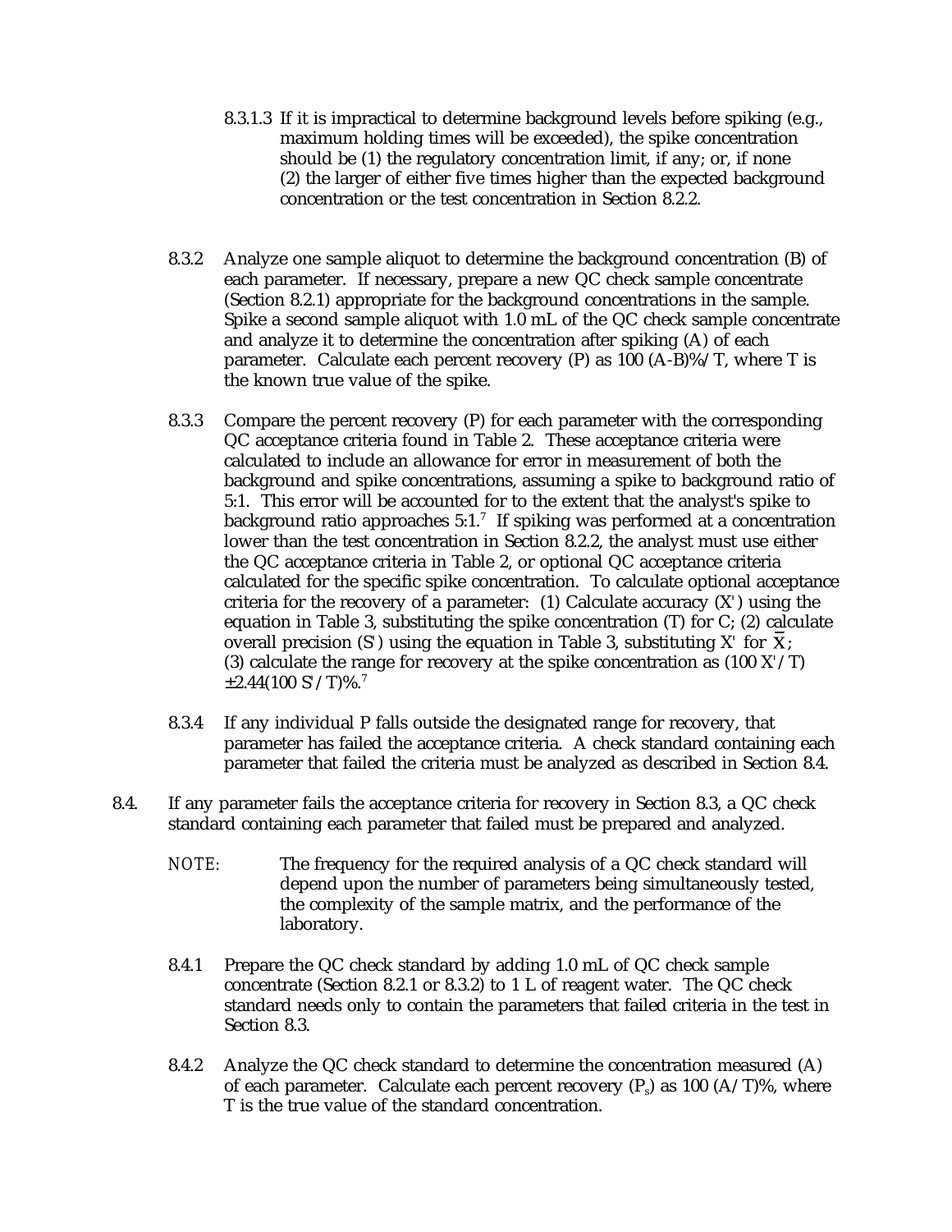8.3.1.3 If it is impractical to determine background levels before spiking (e.g., maximum holding times will be exceeded), the spike concentration should be (1) the regulatory concentration limit, if any; or, if none (2) the larger of either five times higher than the expected background concentration or the test concentration in Section 8.2.2.

8.3.2 Analyze one sample aliquot to determine the background concentration (B) of each parameter. If necessary, prepare a new QC check sample concentrate (Section 8.2.1) appropriate for the background concentrations in the sample. Spike a second sample aliquot with 1.0 mL of the QC check sample concentrate and analyze it to determine the concentration after spiking (A) of each parameter. Calculate each percent recovery (P) as 100 (A-B)%/T, where T is the known true value of the spike.

8.3.3 Compare the percent recovery (P) for each parameter with the corresponding QC acceptance criteria found in Table 2. These acceptance criteria were calculated to include an allowance for error in measurement of both the background and spike concentrations, assuming a spike to background ratio of 5:1. This error will be accounted for to the extent that the analyst's spike to background ratio approaches 5:1.[7] If spiking was performed at a concentration lower than the test concentration in Section 8.2.2, the analyst must use either the QC acceptance criteria in Table 2, or optional QC acceptance criteria calculated for the specific spike concentration. To calculate optional acceptance criteria for the recovery of a parameter: (1) Calculate accuracy (X') using the equation in Table 3, substituting the spike concentration (T) for C; (2) calculate overall precision (S') using the equation in Table 3, substituting X' for $\bar{X}$; (3) calculate the range for recovery at the spike concentration as (100 X'/T) ±2.44(100 S'/T)%.[7]

8.3.4 If any individual P falls outside the designated range for recovery, that parameter has failed the acceptance criteria. A check standard containing each parameter that failed the criteria must be analyzed as described in Section 8.4.

8.4. If any parameter fails the acceptance criteria for recovery in Section 8.3, a QC check standard containing each parameter that failed must be prepared and analyzed.

NOTE: The frequency for the required analysis of a QC check standard will depend upon the number of parameters being simultaneously tested, the complexity of the sample matrix, and the performance of the laboratory.

8.4.1 Prepare the QC check standard by adding 1.0 mL of QC check sample concentrate (Section 8.2.1 or 8.3.2) to 1 L of reagent water. The QC check standard needs only to contain the parameters that failed criteria in the test in Section 8.3.

8.4.2 Analyze the QC check standard to determine the concentration measured (A) of each parameter. Calculate each percent recovery ($P_s$) as 100 (A/T)%, where T is the true value of the standard concentration.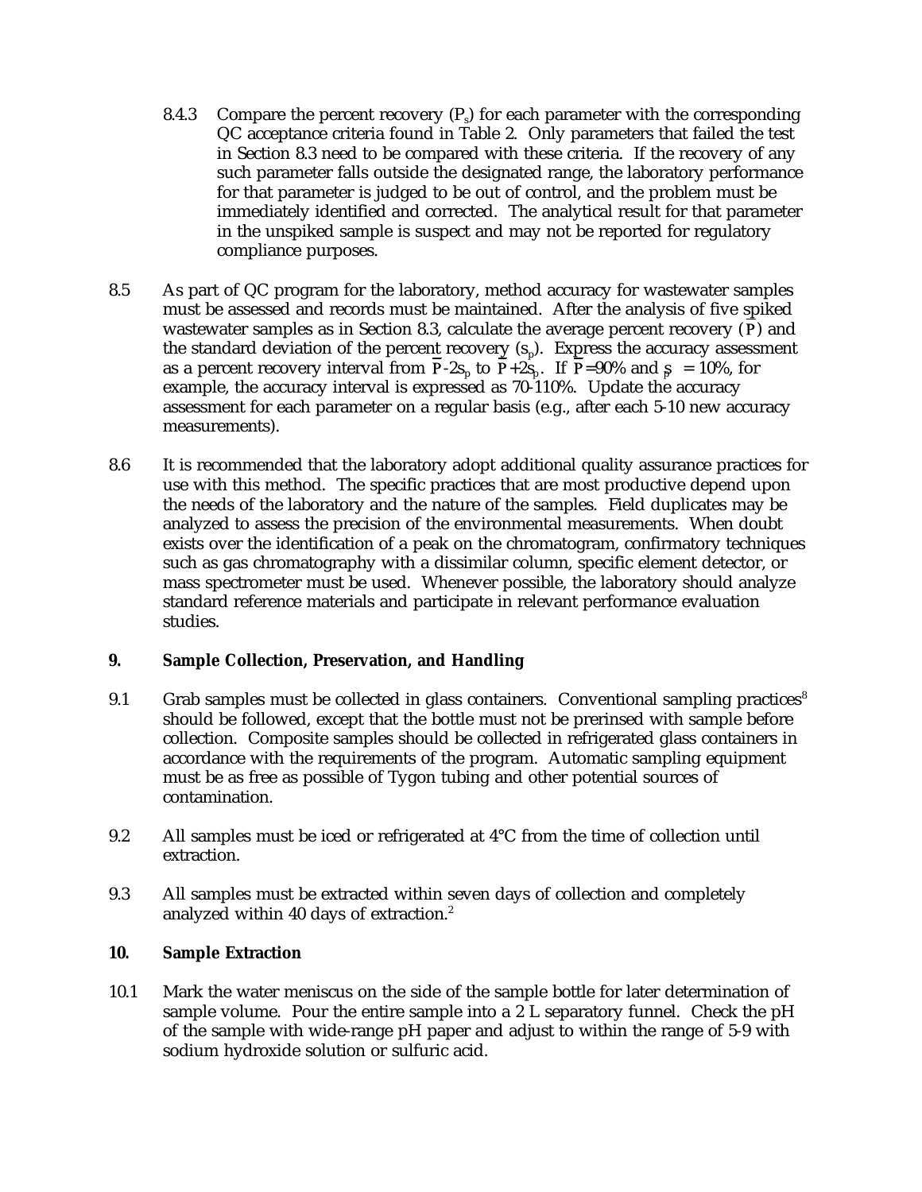8.4.3 Compare the percent recovery ($P_s$) for each parameter with the corresponding QC acceptance criteria found in Table 2. Only parameters that failed the test in Section 8.3 need to be compared with these criteria. If the recovery of any such parameter falls outside the designated range, the laboratory performance for that parameter is judged to be out of control, and the problem must be immediately identified and corrected. The analytical result for that parameter in the unspiked sample is suspect and may not be reported for regulatory compliance purposes.

8.5 As part of QC program for the laboratory, method accuracy for wastewater samples must be assessed and records must be maintained. After the analysis of five spiked wastewater samples as in Section 8.3, calculate the average percent recovery ($\bar{P}$) and the standard deviation of the percent recovery ($s_p$). Express the accuracy assessment as a percent recovery interval from $\bar{P}-2s_p$ to $\bar{P}+2s_p$. If $\bar{P}$=90% and $s_p$ = 10%, for example, the accuracy interval is expressed as 70-110%. Update the accuracy assessment for each parameter on a regular basis (e.g., after each 5-10 new accuracy measurements).

8.6 It is recommended that the laboratory adopt additional quality assurance practices for use with this method. The specific practices that are most productive depend upon the needs of the laboratory and the nature of the samples. Field duplicates may be analyzed to assess the precision of the environmental measurements. When doubt exists over the identification of a peak on the chromatogram, confirmatory techniques such as gas chromatography with a dissimilar column, specific element detector, or mass spectrometer must be used. Whenever possible, the laboratory should analyze standard reference materials and participate in relevant performance evaluation studies.

## 9. Sample Collection, Preservation, and Handling

9.1 Grab samples must be collected in glass containers. Conventional sampling practices[8] should be followed, except that the bottle must not be prerinsed with sample before collection. Composite samples should be collected in refrigerated glass containers in accordance with the requirements of the program. Automatic sampling equipment must be as free as possible of Tygon tubing and other potential sources of contamination.

9.2 All samples must be iced or refrigerated at 4°C from the time of collection until extraction.

9.3 All samples must be extracted within seven days of collection and completely analyzed within 40 days of extraction.[2]

## 10. Sample Extraction

10.1 Mark the water meniscus on the side of the sample bottle for later determination of sample volume. Pour the entire sample into a 2 L separatory funnel. Check the pH of the sample with wide-range pH paper and adjust to within the range of 5-9 with sodium hydroxide solution or sulfuric acid.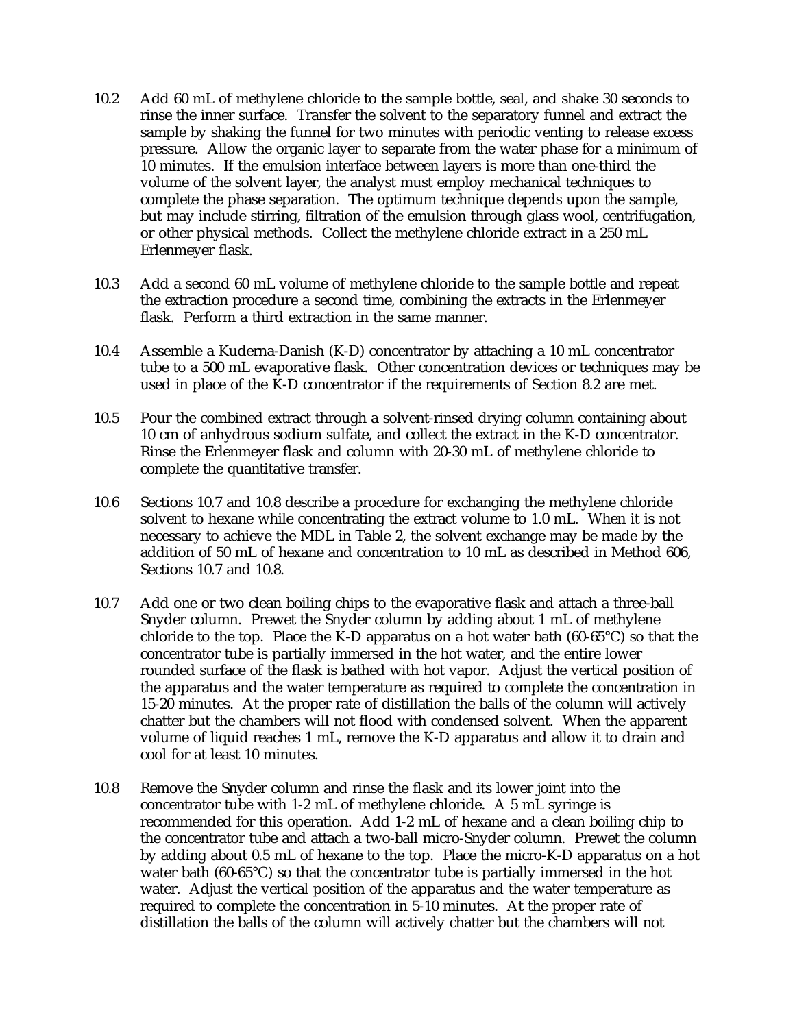10.2 Add 60 mL of methylene chloride to the sample bottle, seal, and shake 30 seconds to rinse the inner surface. Transfer the solvent to the separatory funnel and extract the sample by shaking the funnel for two minutes with periodic venting to release excess pressure. Allow the organic layer to separate from the water phase for a minimum of 10 minutes. If the emulsion interface between layers is more than one-third the volume of the solvent layer, the analyst must employ mechanical techniques to complete the phase separation. The optimum technique depends upon the sample, but may include stirring, filtration of the emulsion through glass wool, centrifugation, or other physical methods. Collect the methylene chloride extract in a 250 mL Erlenmeyer flask.

10.3 Add a second 60 mL volume of methylene chloride to the sample bottle and repeat the extraction procedure a second time, combining the extracts in the Erlenmeyer flask. Perform a third extraction in the same manner.

10.4 Assemble a Kuderna-Danish (K-D) concentrator by attaching a 10 mL concentrator tube to a 500 mL evaporative flask. Other concentration devices or techniques may be used in place of the K-D concentrator if the requirements of Section 8.2 are met.

10.5 Pour the combined extract through a solvent-rinsed drying column containing about 10 cm of anhydrous sodium sulfate, and collect the extract in the K-D concentrator. Rinse the Erlenmeyer flask and column with 20-30 mL of methylene chloride to complete the quantitative transfer.

10.6 Sections 10.7 and 10.8 describe a procedure for exchanging the methylene chloride solvent to hexane while concentrating the extract volume to 1.0 mL. When it is not necessary to achieve the MDL in Table 2, the solvent exchange may be made by the addition of 50 mL of hexane and concentration to 10 mL as described in Method 606, Sections 10.7 and 10.8.

10.7 Add one or two clean boiling chips to the evaporative flask and attach a three-ball Snyder column. Prewet the Snyder column by adding about 1 mL of methylene chloride to the top. Place the K-D apparatus on a hot water bath (60-65°C) so that the concentrator tube is partially immersed in the hot water, and the entire lower rounded surface of the flask is bathed with hot vapor. Adjust the vertical position of the apparatus and the water temperature as required to complete the concentration in 15-20 minutes. At the proper rate of distillation the balls of the column will actively chatter but the chambers will not flood with condensed solvent. When the apparent volume of liquid reaches 1 mL, remove the K-D apparatus and allow it to drain and cool for at least 10 minutes.

10.8 Remove the Snyder column and rinse the flask and its lower joint into the concentrator tube with 1-2 mL of methylene chloride. A 5 mL syringe is recommended for this operation. Add 1-2 mL of hexane and a clean boiling chip to the concentrator tube and attach a two-ball micro-Snyder column. Prewet the column by adding about 0.5 mL of hexane to the top. Place the micro-K-D apparatus on a hot water bath (60-65°C) so that the concentrator tube is partially immersed in the hot water. Adjust the vertical position of the apparatus and the water temperature as required to complete the concentration in 5-10 minutes. At the proper rate of distillation the balls of the column will actively chatter but the chambers will not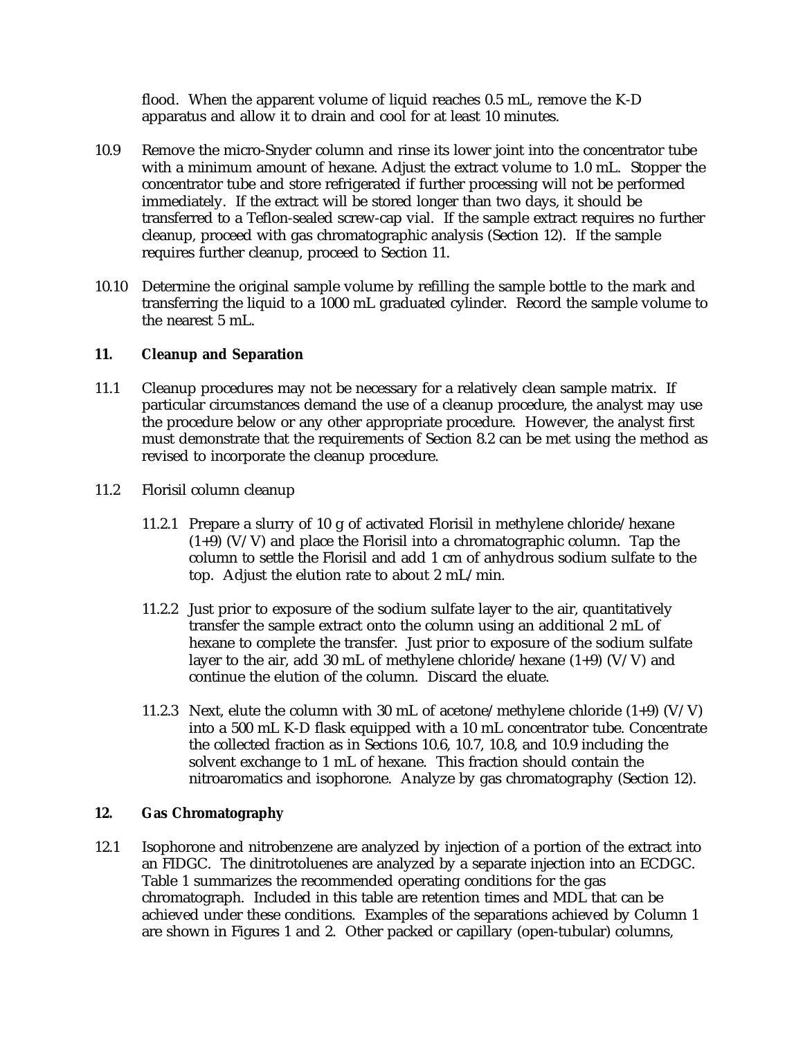flood. When the apparent volume of liquid reaches 0.5 mL, remove the K-D apparatus and allow it to drain and cool for at least 10 minutes.

10.9 Remove the micro-Snyder column and rinse its lower joint into the concentrator tube with a minimum amount of hexane. Adjust the extract volume to 1.0 mL. Stopper the concentrator tube and store refrigerated if further processing will not be performed immediately. If the extract will be stored longer than two days, it should be transferred to a Teflon-sealed screw-cap vial. If the sample extract requires no further cleanup, proceed with gas chromatographic analysis (Section 12). If the sample requires further cleanup, proceed to Section 11.

10.10 Determine the original sample volume by refilling the sample bottle to the mark and transferring the liquid to a 1000 mL graduated cylinder. Record the sample volume to the nearest 5 mL.

## 11. Cleanup and Separation

11.1 Cleanup procedures may not be necessary for a relatively clean sample matrix. If particular circumstances demand the use of a cleanup procedure, the analyst may use the procedure below or any other appropriate procedure. However, the analyst first must demonstrate that the requirements of Section 8.2 can be met using the method as revised to incorporate the cleanup procedure.

11.2 Florisil column cleanup

11.2.1 Prepare a slurry of 10 g of activated Florisil in methylene chloride/hexane (1+9) (V/V) and place the Florisil into a chromatographic column. Tap the column to settle the Florisil and add 1 cm of anhydrous sodium sulfate to the top. Adjust the elution rate to about 2 mL/min.

11.2.2 Just prior to exposure of the sodium sulfate layer to the air, quantitatively transfer the sample extract onto the column using an additional 2 mL of hexane to complete the transfer. Just prior to exposure of the sodium sulfate layer to the air, add 30 mL of methylene chloride/hexane (1+9) (V/V) and continue the elution of the column. Discard the eluate.

11.2.3 Next, elute the column with 30 mL of acetone/methylene chloride (1+9) (V/V) into a 500 mL K-D flask equipped with a 10 mL concentrator tube. Concentrate the collected fraction as in Sections 10.6, 10.7, 10.8, and 10.9 including the solvent exchange to 1 mL of hexane. This fraction should contain the nitroaromatics and isophorone. Analyze by gas chromatography (Section 12).

## 12. Gas Chromatography

12.1 Isophorone and nitrobenzene are analyzed by injection of a portion of the extract into an FIDGC. The dinitrotoluenes are analyzed by a separate injection into an ECDGC. Table 1 summarizes the recommended operating conditions for the gas chromatograph. Included in this table are retention times and MDL that can be achieved under these conditions. Examples of the separations achieved by Column 1 are shown in Figures 1 and 2. Other packed or capillary (open-tubular) columns,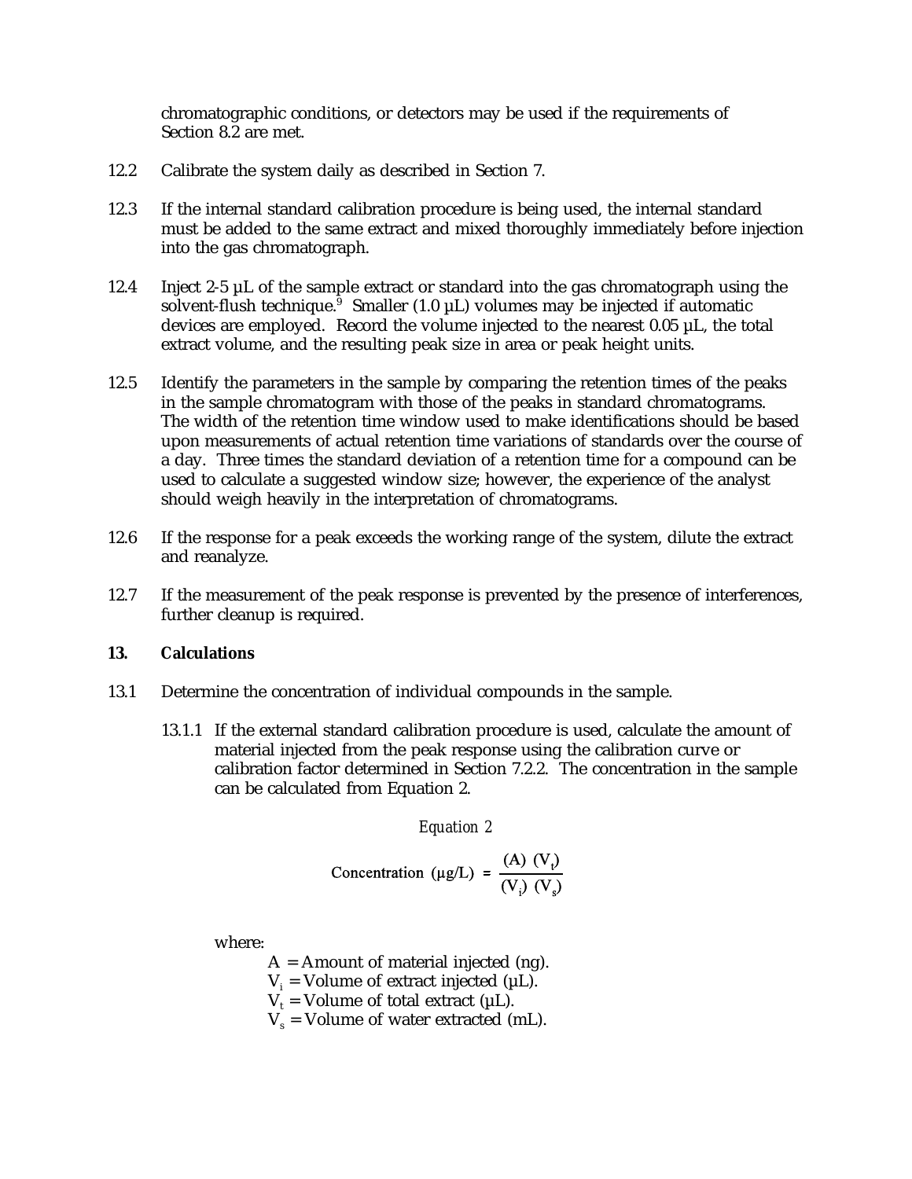chromatographic conditions, or detectors may be used if the requirements of Section 8.2 are met.

12.2 Calibrate the system daily as described in Section 7.

12.3 If the internal standard calibration procedure is being used, the internal standard must be added to the same extract and mixed thoroughly immediately before injection into the gas chromatograph.

12.4 Inject 2-5 µL of the sample extract or standard into the gas chromatograph using the solvent-flush technique.[9] Smaller (1.0 µL) volumes may be injected if automatic devices are employed. Record the volume injected to the nearest 0.05 µL, the total extract volume, and the resulting peak size in area or peak height units.

12.5 Identify the parameters in the sample by comparing the retention times of the peaks in the sample chromatogram with those of the peaks in standard chromatograms. The width of the retention time window used to make identifications should be based upon measurements of actual retention time variations of standards over the course of a day. Three times the standard deviation of a retention time for a compound can be used to calculate a suggested window size; however, the experience of the analyst should weigh heavily in the interpretation of chromatograms.

12.6 If the response for a peak exceeds the working range of the system, dilute the extract and reanalyze.

12.7 If the measurement of the peak response is prevented by the presence of interferences, further cleanup is required.

## 13. Calculations

13.1 Determine the concentration of individual compounds in the sample.

13.1.1 If the external standard calibration procedure is used, calculate the amount of material injected from the peak response using the calibration curve or calibration factor determined in Section 7.2.2. The concentration in the sample can be calculated from Equation 2.

*Equation 2*

$$\text{Concentration } (\mu g/L) = \frac{(A)\ (V_t)}{(V_i)\ (V_s)}$$

where:

$A$ = Amount of material injected (ng).
$V_i$ = Volume of extract injected (µL).
$V_t$ = Volume of total extract (µL).
$V_s$ = Volume of water extracted (mL).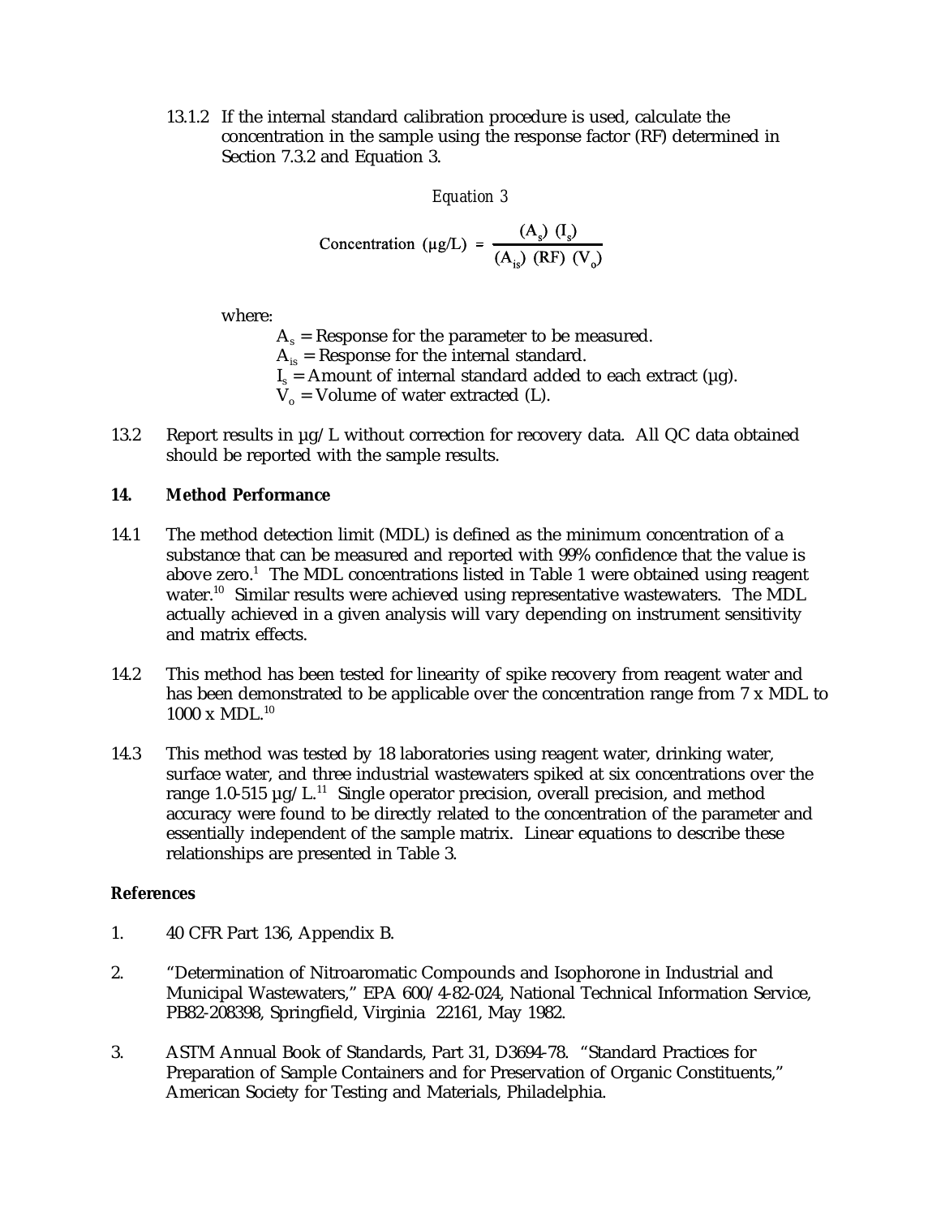13.1.2 If the internal standard calibration procedure is used, calculate the concentration in the sample using the response factor (RF) determined in Section 7.3.2 and Equation 3.

*Equation 3*

$$\text{Concentration } (\mu g/L) = \frac{(A_s)\ (I_s)}{(A_{is})\ (RF)\ (V_o)}$$

where:

$A_s$ = Response for the parameter to be measured.
$A_{is}$ = Response for the internal standard.
$I_s$ = Amount of internal standard added to each extract (µg).
$V_o$ = Volume of water extracted (L).

13.2 Report results in µg/L without correction for recovery data. All QC data obtained should be reported with the sample results.

## 14. Method Performance

14.1 The method detection limit (MDL) is defined as the minimum concentration of a substance that can be measured and reported with 99% confidence that the value is above zero.[1] The MDL concentrations listed in Table 1 were obtained using reagent water.[10] Similar results were achieved using representative wastewaters. The MDL actually achieved in a given analysis will vary depending on instrument sensitivity and matrix effects.

14.2 This method has been tested for linearity of spike recovery from reagent water and has been demonstrated to be applicable over the concentration range from 7 x MDL to 1000 x MDL.[10]

14.3 This method was tested by 18 laboratories using reagent water, drinking water, surface water, and three industrial wastewaters spiked at six concentrations over the range 1.0-515 µg/L.[11] Single operator precision, overall precision, and method accuracy were found to be directly related to the concentration of the parameter and essentially independent of the sample matrix. Linear equations to describe these relationships are presented in Table 3.

## References

1. 40 CFR Part 136, Appendix B.

2. "Determination of Nitroaromatic Compounds and Isophorone in Industrial and Municipal Wastewaters," EPA 600/4-82-024, National Technical Information Service, PB82-208398, Springfield, Virginia 22161, May 1982.

3. ASTM Annual Book of Standards, Part 31, D3694-78. "Standard Practices for Preparation of Sample Containers and for Preservation of Organic Constituents," American Society for Testing and Materials, Philadelphia.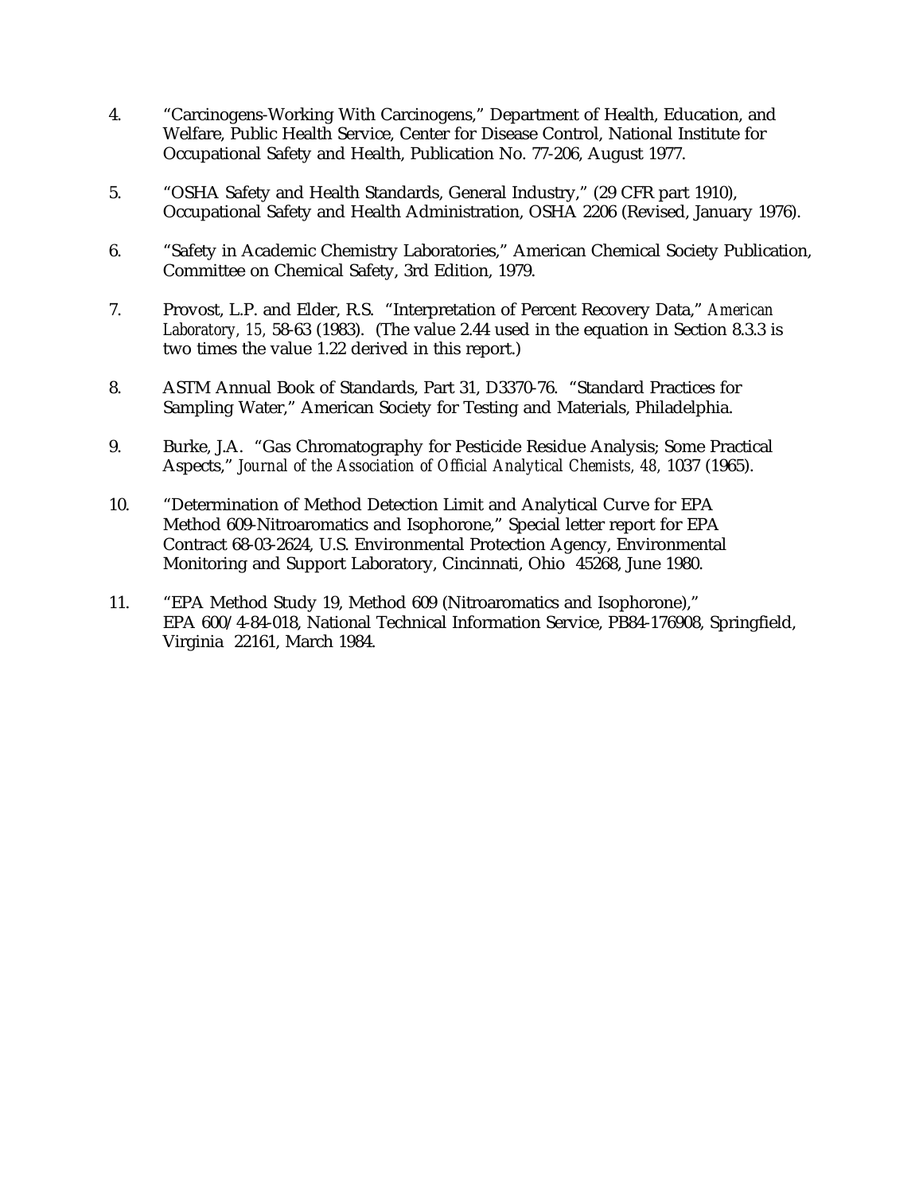4. "Carcinogens-Working With Carcinogens," Department of Health, Education, and Welfare, Public Health Service, Center for Disease Control, National Institute for Occupational Safety and Health, Publication No. 77-206, August 1977.

5. "OSHA Safety and Health Standards, General Industry," (29 CFR part 1910), Occupational Safety and Health Administration, OSHA 2206 (Revised, January 1976).

6. "Safety in Academic Chemistry Laboratories," American Chemical Society Publication, Committee on Chemical Safety, 3rd Edition, 1979.

7. Provost, L.P. and Elder, R.S. "Interpretation of Percent Recovery Data," *American Laboratory*, *15*, 58-63 (1983). (The value 2.44 used in the equation in Section 8.3.3 is two times the value 1.22 derived in this report.)

8. ASTM Annual Book of Standards, Part 31, D3370-76. "Standard Practices for Sampling Water," American Society for Testing and Materials, Philadelphia.

9. Burke, J.A. "Gas Chromatography for Pesticide Residue Analysis; Some Practical Aspects," *Journal of the Association of Official Analytical Chemists*, *48*, 1037 (1965).

10. "Determination of Method Detection Limit and Analytical Curve for EPA Method 609-Nitroaromatics and Isophorone," Special letter report for EPA Contract 68-03-2624, U.S. Environmental Protection Agency, Environmental Monitoring and Support Laboratory, Cincinnati, Ohio 45268, June 1980.

11. "EPA Method Study 19, Method 609 (Nitroaromatics and Isophorone)," EPA 600/4-84-018, National Technical Information Service, PB84-176908, Springfield, Virginia 22161, March 1984.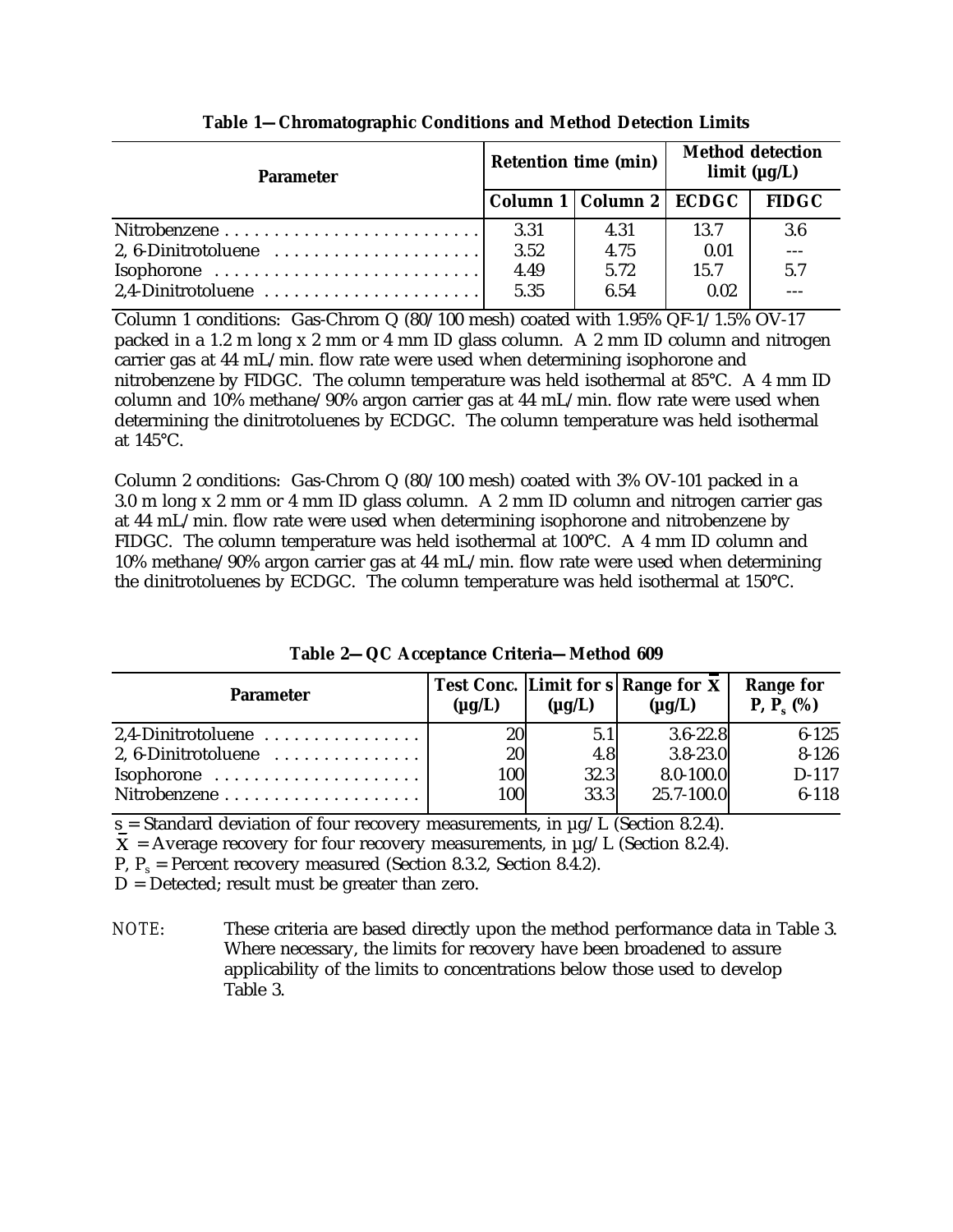**Table 1—Chromatographic Conditions and Method Detection Limits**

| Parameter | Retention time (min) | | Method detection limit (µg/L) | |
|---|---|---|---|---|
| | Column 1 | Column 2 | ECDGC | FIDGC |
| Nitrobenzene | 3.31 | 4.31 | 13.7 | 3.6 |
| 2, 6-Dinitrotoluene | 3.52 | 4.75 | 0.01 | --- |
| Isophorone | 4.49 | 5.72 | 15.7 | 5.7 |
| 2,4-Dinitrotoluene | 5.35 | 6.54 | 0.02 | --- |

Column 1 conditions: Gas-Chrom Q (80/100 mesh) coated with 1.95% QF-1/1.5% OV-17 packed in a 1.2 m long x 2 mm or 4 mm ID glass column. A 2 mm ID column and nitrogen carrier gas at 44 mL/min. flow rate were used when determining isophorone and nitrobenzene by FIDGC. The column temperature was held isothermal at 85°C. A 4 mm ID column and 10% methane/90% argon carrier gas at 44 mL/min. flow rate were used when determining the dinitrotoluenes by ECDGC. The column temperature was held isothermal at 145°C.

Column 2 conditions: Gas-Chrom Q (80/100 mesh) coated with 3% OV-101 packed in a 3.0 m long x 2 mm or 4 mm ID glass column. A 2 mm ID column and nitrogen carrier gas at 44 mL/min. flow rate were used when determining isophorone and nitrobenzene by FIDGC. The column temperature was held isothermal at 100°C. A 4 mm ID column and 10% methane/90% argon carrier gas at 44 mL/min. flow rate were used when determining the dinitrotoluenes by ECDGC. The column temperature was held isothermal at 150°C.

**Table 2—QC Acceptance Criteria—Method 609**

| Parameter | Test Conc. (µg/L) | Limit for s (µg/L) | Range for $\bar{X}$ (µg/L) | Range for P, $P_s$ (%) |
|---|---|---|---|---|
| 2,4-Dinitrotoluene | 20 | 5.1 | 3.6-22.8 | 6-125 |
| 2, 6-Dinitrotoluene | 20 | 4.8 | 3.8-23.0 | 8-126 |
| Isophorone | 100 | 32.3 | 8.0-100.0 | D-117 |
| Nitrobenzene | 100 | 33.3 | 25.7-100.0 | 6-118 |

s = Standard deviation of four recovery measurements, in µg/L (Section 8.2.4).

$\bar{X}$ = Average recovery for four recovery measurements, in µg/L (Section 8.2.4).

P, $P_s$ = Percent recovery measured (Section 8.3.2, Section 8.4.2).

D = Detected; result must be greater than zero.

NOTE: These criteria are based directly upon the method performance data in Table 3. Where necessary, the limits for recovery have been broadened to assure applicability of the limits to concentrations below those used to develop Table 3.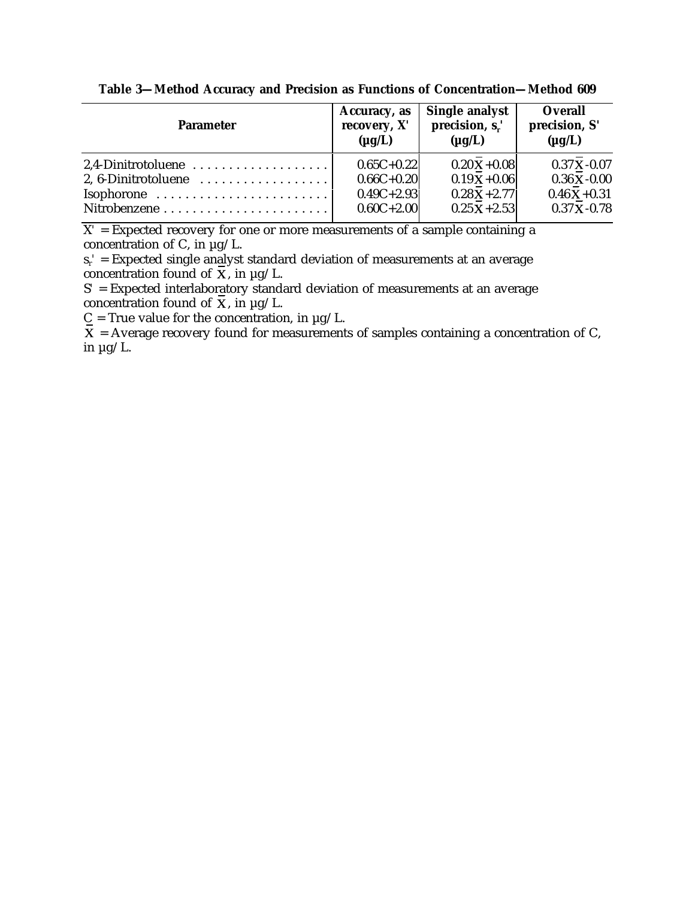**Table 3—Method Accuracy and Precision as Functions of Concentration—Method 609**

| Parameter | Accuracy, as recovery, X' (µg/L) | Single analyst precision, $s_r'$ (µg/L) | Overall precision, S' (µg/L) |
|---|---|---|---|
| 2,4-Dinitrotoluene | 0.65C+0.22 | $0.20\bar{X}+0.08$ | $0.37\bar{X}-0.07$ |
| 2, 6-Dinitrotoluene | 0.66C+0.20 | $0.19\bar{X}+0.06$ | $0.36\bar{X}-0.00$ |
| Isophorone | 0.49C+2.93 | $0.28\bar{X}+2.77$ | $0.46\bar{X}+0.31$ |
| Nitrobenzene | 0.60C+2.00 | $0.25\bar{X}+2.53$ | $0.37\bar{X}-0.78$ |

X' = Expected recovery for one or more measurements of a sample containing a concentration of C, in µg/L.

$s_r'$ = Expected single analyst standard deviation of measurements at an average concentration found of $\bar{X}$, in µg/L.

S' = Expected interlaboratory standard deviation of measurements at an average concentration found of $\bar{X}$, in µg/L.

C = True value for the concentration, in µg/L.

$\bar{X}$ = Average recovery found for measurements of samples containing a concentration of C, in µg/L.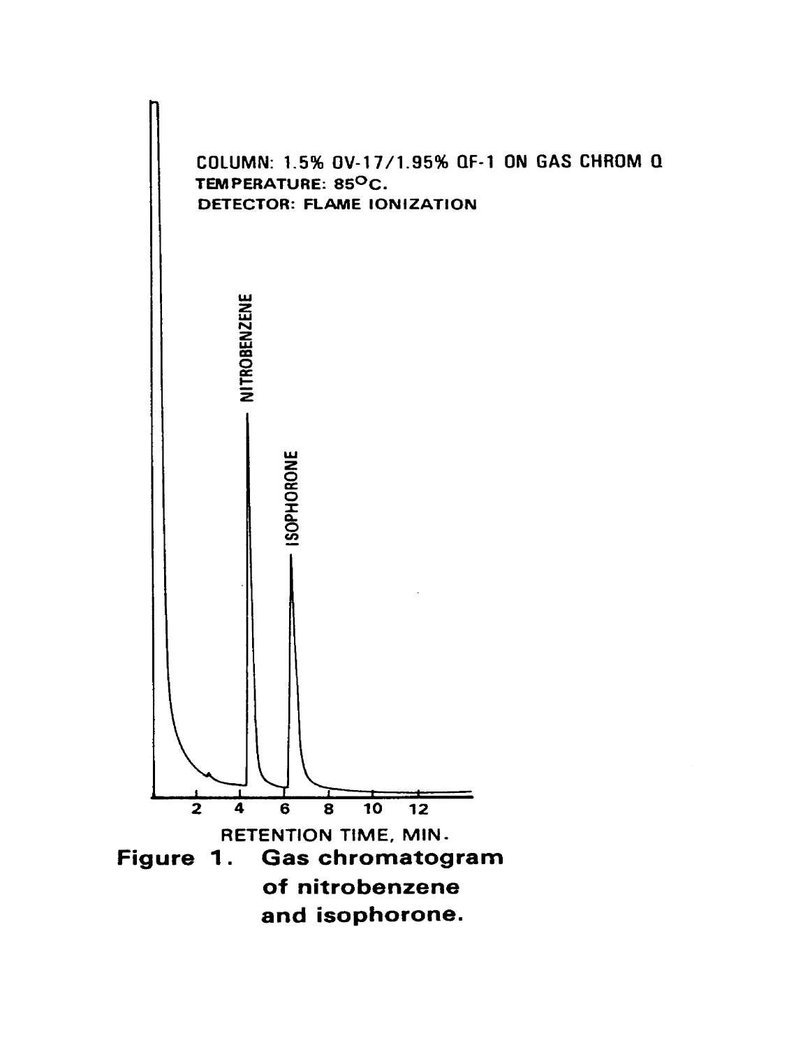COLUMN: 1.5% OV-17/1.95% QF-1 ON GAS CHROM Q
TEMPERATURE: 85°C.
DETECTOR: FLAME IONIZATION

NITROBENZENE

ISOPHORONE

2 4 6 8 10 12

RETENTION TIME, MIN.

**Figure 1. Gas chromatogram of nitrobenzene and isophorone.**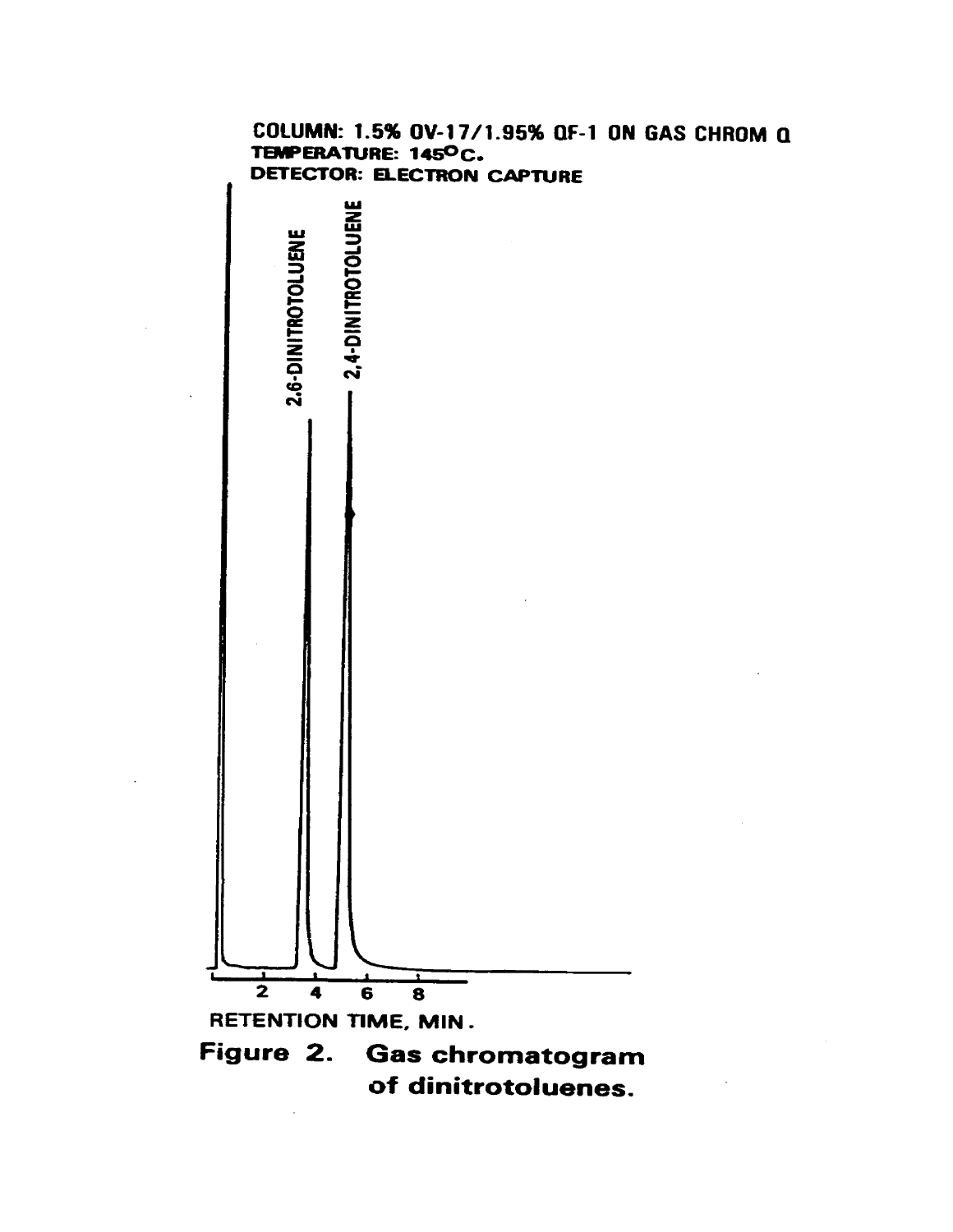COLUMN: 1.5% OV-17/1.95% QF-1 ON GAS CHROM Q

TEMPERATURE: 145°C.

DETECTOR: ELECTRON CAPTURE

2,6-DINITROTOLUENE

2,4-DINITROTOLUENE

2 4 6 8

RETENTION TIME, MIN.

**Figure 2. Gas chromatogram of dinitrotoluenes.**